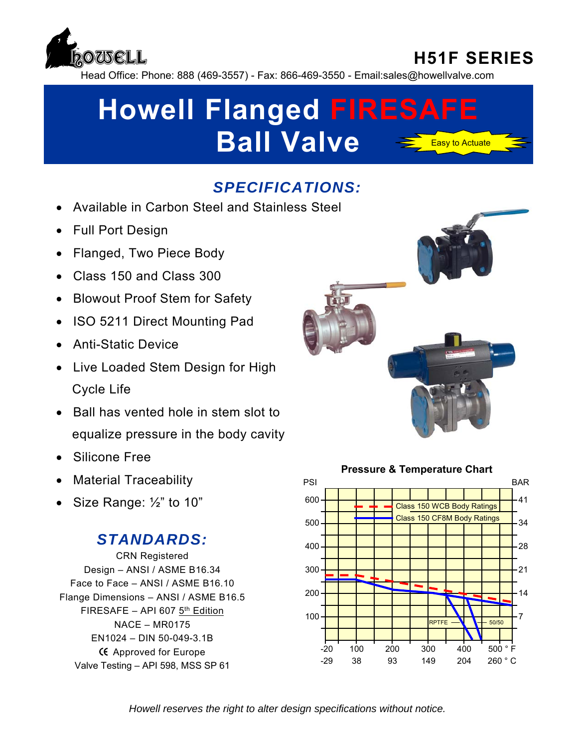# H51F SERIES

Head Office: Phone: 888 (469-3557) - Fax: 866-469-3550 - Email:sales@howellvalve.com

# Howell Flanged FIRESAFE Ball Valve

Easy to Actuate

## SPECIFICATIONS:

- Available in Carbon Steel and Stainless Steel
- Full Port Design
- Flanged, Two Piece Body
- Class 150 and Class 300
- Blowout Proof Stem for Safety
- ISO 5211 Direct Mounting Pad
- Anti-Static Device
- Live Loaded Stem Design for High Cycle Life
- Ball has vented hole in stem slot to equalize pressure in the body cavity
- Silicone Free
- Material Traceability
- Size Range: ½" to 10"

## STANDARDS:

CRN Registered
Design – ANSI / ASME B16.34
Face to Face – ANSI / ASME B16.10
Flange Dimensions – ANSI / ASME B16.5
FIRESAFE – API 607 5th Edition
NACE – MR0175
EN1024 – DIN 50-049-3.1B
CE Approved for Europe
Valve Testing – API 598, MSS SP 61

**Pressure & Temperature Chart**

PSI / BAR: 600 / 41, 500 / 34, 400 / 28, 300 / 21, 200 / 14, 100 / 7

Temperature: -20 °F (-29 °C), 100 (38), 200 (93), 300 (149), 400 (204), 500 °F (260 °C)

- Class 150 WCB Body Ratings
- Class 150 CF8M Body Ratings
- RPTFE
- 50/50

*Howell reserves the right to alter design specifications without notice.*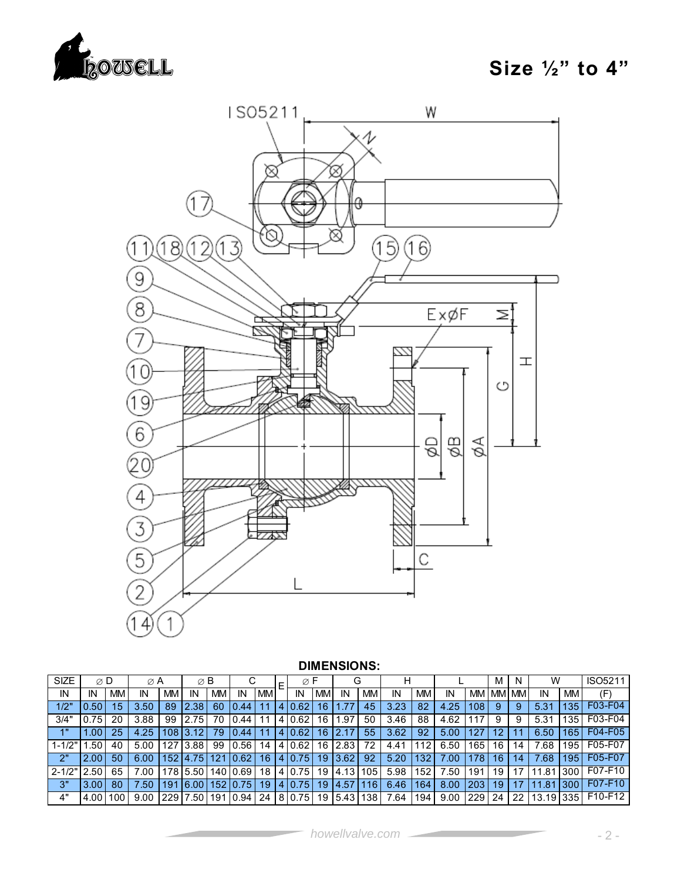# Size ½" to 4"

**DIMENSIONS:**

| SIZE | ⌀ D | | ⌀ A | | ⌀ B | | C | | E | ⌀ F | | G | | H | | L | | M | N | W | | ISO5211 |
|---|---|---|---|---|---|---|---|---|---|---|---|---|---|---|---|---|---|---|---|---|---|---|
| IN | IN | MM | IN | MM | IN | MM | IN | MM | | IN | MM | IN | MM | IN | MM | IN | MM | MM | MM | IN | MM | (F) |
| 1/2" | 0.50 | 15 | 3.50 | 89 | 2.38 | 60 | 0.44 | 11 | 4 | 0.62 | 16 | 1.77 | 45 | 3.23 | 82 | 4.25 | 108 | 9 | 9 | 5.31 | 135 | F03-F04 |
| 3/4" | 0.75 | 20 | 3.88 | 99 | 2.75 | 70 | 0.44 | 11 | 4 | 0.62 | 16 | 1.97 | 50 | 3.46 | 88 | 4.62 | 117 | 9 | 9 | 5.31 | 135 | F03-F04 |
| 1" | 1.00 | 25 | 4.25 | 108 | 3.12 | 79 | 0.44 | 11 | 4 | 0.62 | 16 | 2.17 | 55 | 3.62 | 92 | 5.00 | 127 | 12 | 11 | 6.50 | 165 | F04-F05 |
| 1-1/2" | 1.50 | 40 | 5.00 | 127 | 3.88 | 99 | 0.56 | 14 | 4 | 0.62 | 16 | 2.83 | 72 | 4.41 | 112 | 6.50 | 165 | 16 | 14 | 7.68 | 195 | F05-F07 |
| 2" | 2.00 | 50 | 6.00 | 152 | 4.75 | 121 | 0.62 | 16 | 4 | 0.75 | 19 | 3.62 | 92 | 5.20 | 132 | 7.00 | 178 | 16 | 14 | 7.68 | 195 | F05-F07 |
| 2-1/2" | 2.50 | 65 | 7.00 | 178 | 5.50 | 140 | 0.69 | 18 | 4 | 0.75 | 19 | 4.13 | 105 | 5.98 | 152 | 7.50 | 191 | 19 | 17 | 11.81 | 300 | F07-F10 |
| 3" | 3.00 | 80 | 7.50 | 191 | 6.00 | 152 | 0.75 | 19 | 4 | 0.75 | 19 | 4.57 | 116 | 6.46 | 164 | 8.00 | 203 | 19 | 17 | 11.81 | 300 | F07-F10 |
| 4" | 4.00 | 100 | 9.00 | 229 | 7.50 | 191 | 0.94 | 24 | 8 | 0.75 | 19 | 5.43 | 138 | 7.64 | 194 | 9.00 | 229 | 24 | 22 | 13.19 | 335 | F10-F12 |

howellvalve.com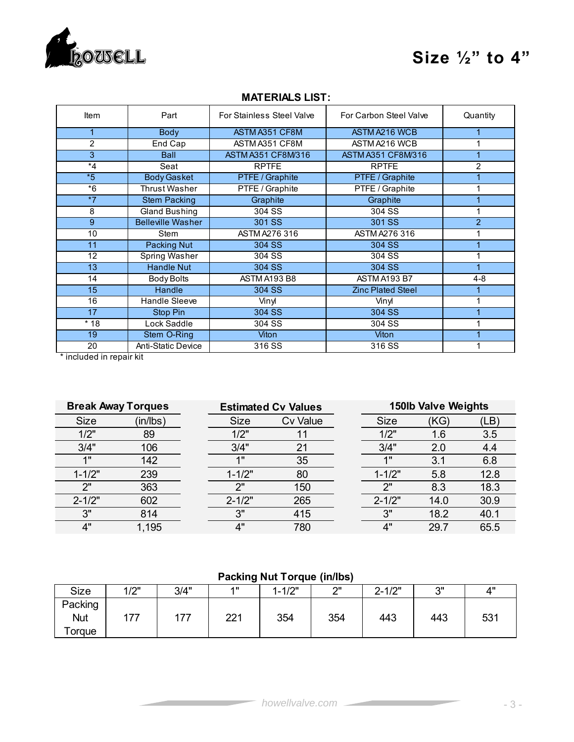# Size ½" to 4"

## MATERIALS LIST:

| Item | Part | For Stainless Steel Valve | For Carbon Steel Valve | Quantity |
|---|---|---|---|---|
| 1 | Body | ASTM A351 CF8M | ASTM A216 WCB | 1 |
| 2 | End Cap | ASTM A351 CF8M | ASTM A216 WCB | 1 |
| 3 | Ball | ASTM A351 CF8M/316 | ASTM A351 CF8M/316 | 1 |
| *4 | Seat | RPTFE | RPTFE | 2 |
| *5 | Body Gasket | PTFE / Graphite | PTFE / Graphite | 1 |
| *6 | Thrust Washer | PTFE / Graphite | PTFE / Graphite | 1 |
| *7 | Stem Packing | Graphite | Graphite | 1 |
| 8 | Gland Bushing | 304 SS | 304 SS | 1 |
| 9 | Belleville Washer | 301 SS | 301 SS | 2 |
| 10 | Stem | ASTM A276 316 | ASTM A276 316 | 1 |
| 11 | Packing Nut | 304 SS | 304 SS | 1 |
| 12 | Spring Washer | 304 SS | 304 SS | 1 |
| 13 | Handle Nut | 304 SS | 304 SS | 1 |
| 14 | Body Bolts | ASTM A193 B8 | ASTM A193 B7 | 4-8 |
| 15 | Handle | 304 SS | Zinc Plated Steel | 1 |
| 16 | Handle Sleeve | Vinyl | Vinyl | 1 |
| 17 | Stop Pin | 304 SS | 304 SS | 1 |
| * 18 | Lock Saddle | 304 SS | 304 SS | 1 |
| 19 | Stem O-Ring | Viton | Viton | 1 |
| 20 | Anti-Static Device | 316 SS | 316 SS | 1 |

* included in repair kit

**Break Away Torques**

| Size | (in/lbs) |
|---|---|
| 1/2" | 89 |
| 3/4" | 106 |
| 1" | 142 |
| 1-1/2" | 239 |
| 2" | 363 |
| 2-1/2" | 602 |
| 3" | 814 |
| 4" | 1,195 |

**Estimated Cv Values**

| Size | Cv Value |
|---|---|
| 1/2" | 11 |
| 3/4" | 21 |
| 1" | 35 |
| 1-1/2" | 80 |
| 2" | 150 |
| 2-1/2" | 265 |
| 3" | 415 |
| 4" | 780 |

**150lb Valve Weights**

| Size | (KG) | (LB) |
|---|---|---|
| 1/2" | 1.6 | 3.5 |
| 3/4" | 2.0 | 4.4 |
| 1" | 3.1 | 6.8 |
| 1-1/2" | 5.8 | 12.8 |
| 2" | 8.3 | 18.3 |
| 2-1/2" | 14.0 | 30.9 |
| 3" | 18.2 | 40.1 |
| 4" | 29.7 | 65.5 |

**Packing Nut Torque (in/lbs)**

| Size | 1/2" | 3/4" | 1" | 1-1/2" | 2" | 2-1/2" | 3" | 4" |
|---|---|---|---|---|---|---|---|---|
| Packing Nut Torque | 177 | 177 | 221 | 354 | 354 | 443 | 443 | 531 |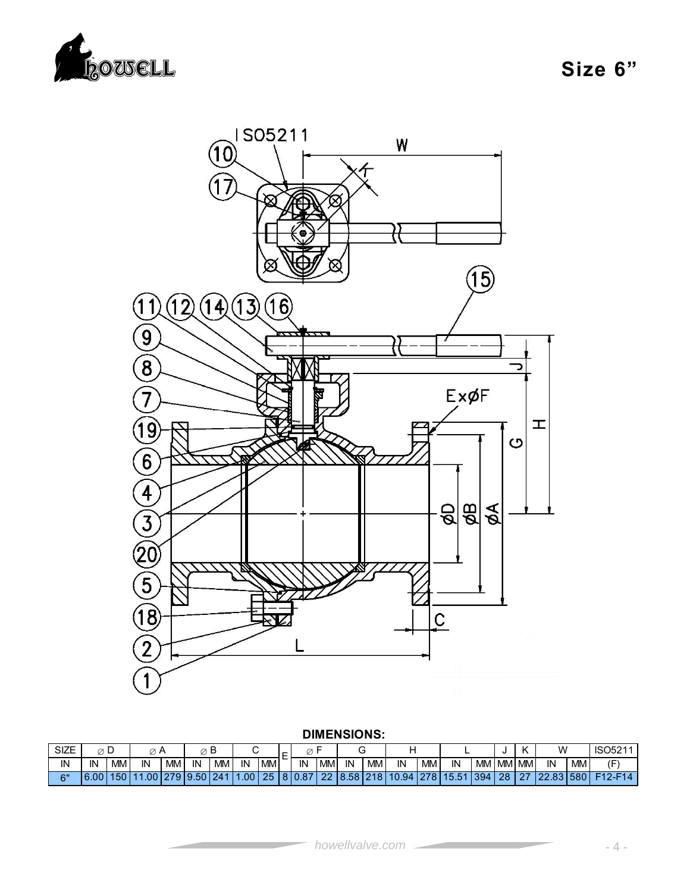# Size 6”

**DIMENSIONS:**

| SIZE | ⌀ D | | ⌀ A | | ⌀ B | | C | | E | ⌀ F | | G | | H | | L | | J | K | W | | ISO5211 |
|---|---|---|---|---|---|---|---|---|---|---|---|---|---|---|---|---|---|---|---|---|---|---|
| IN | IN | MM | IN | MM | IN | MM | IN | MM | | IN | MM | IN | MM | IN | MM | IN | MM | MM | MM | IN | MM | (F) |
| 6" | 6.00 | 150 | 11.00 | 279 | 9.50 | 241 | 1.00 | 25 | 8 | 0.87 | 22 | 8.58 | 218 | 10.94 | 278 | 15.51 | 394 | 28 | 27 | 22.83 | 580 | F12-F14 |

howellvalve.com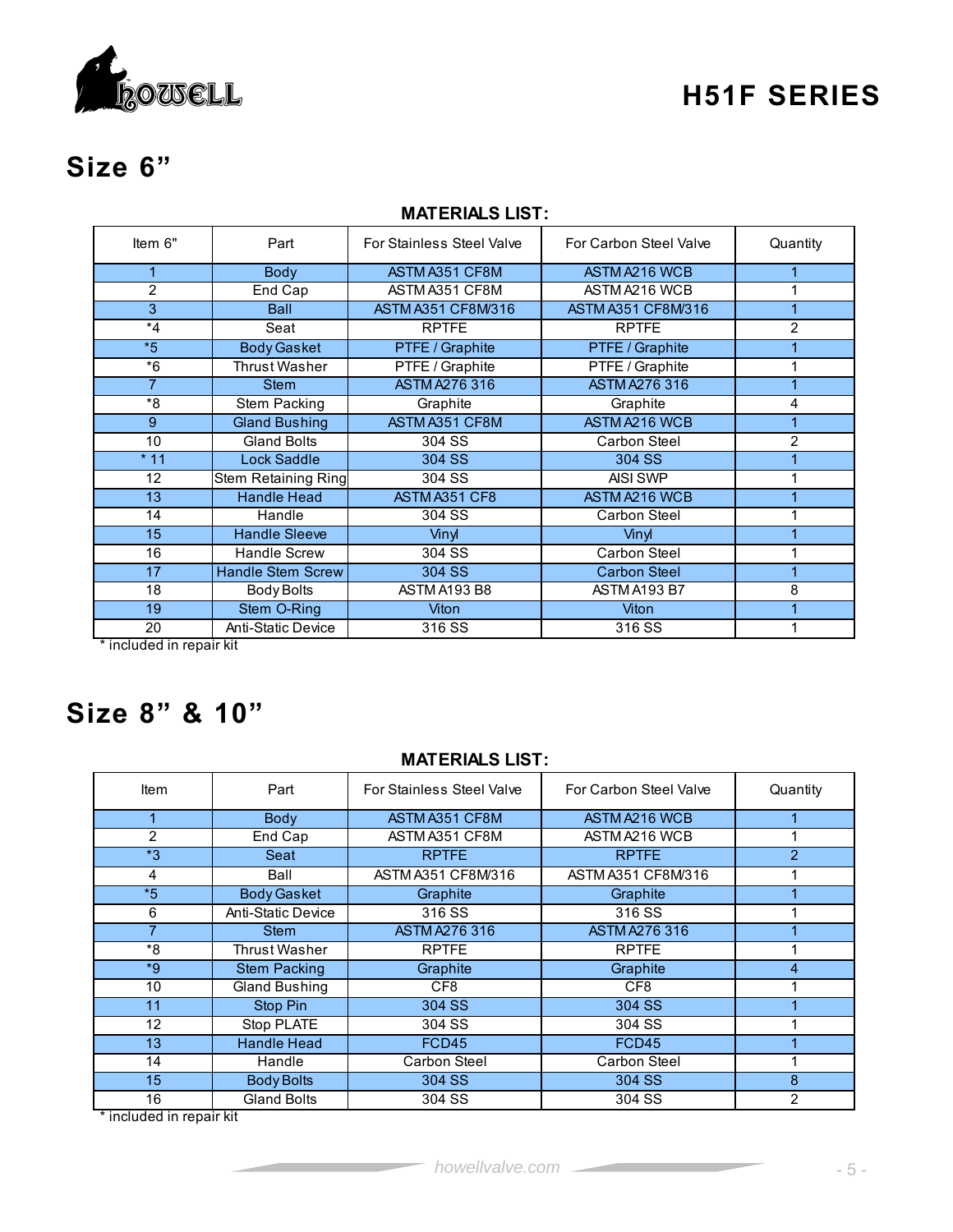# H51F SERIES

## Size 6”

**MATERIALS LIST:**

| Item 6" | Part | For Stainless Steel Valve | For Carbon Steel Valve | Quantity |
|---|---|---|---|---|
| 1 | Body | ASTM A351 CF8M | ASTM A216 WCB | 1 |
| 2 | End Cap | ASTM A351 CF8M | ASTM A216 WCB | 1 |
| 3 | Ball | ASTM A351 CF8M/316 | ASTM A351 CF8M/316 | 1 |
| *4 | Seat | RPTFE | RPTFE | 2 |
| *5 | Body Gasket | PTFE / Graphite | PTFE / Graphite | 1 |
| *6 | Thrust Washer | PTFE / Graphite | PTFE / Graphite | 1 |
| 7 | Stem | ASTM A276 316 | ASTM A276 316 | 1 |
| *8 | Stem Packing | Graphite | Graphite | 4 |
| 9 | Gland Bushing | ASTM A351 CF8M | ASTM A216 WCB | 1 |
| 10 | Gland Bolts | 304 SS | Carbon Steel | 2 |
| * 11 | Lock Saddle | 304 SS | 304 SS | 1 |
| 12 | Stem Retaining Ring | 304 SS | AISI SWP | 1 |
| 13 | Handle Head | ASTM A351 CF8 | ASTM A216 WCB | 1 |
| 14 | Handle | 304 SS | Carbon Steel | 1 |
| 15 | Handle Sleeve | Vinyl | Vinyl | 1 |
| 16 | Handle Screw | 304 SS | Carbon Steel | 1 |
| 17 | Handle Stem Screw | 304 SS | Carbon Steel | 1 |
| 18 | Body Bolts | ASTM A193 B8 | ASTM A193 B7 | 8 |
| 19 | Stem O-Ring | Viton | Viton | 1 |
| 20 | Anti-Static Device | 316 SS | 316 SS | 1 |

* included in repair kit

## Size 8” & 10”

**MATERIALS LIST:**

| Item | Part | For Stainless Steel Valve | For Carbon Steel Valve | Quantity |
|---|---|---|---|---|
| 1 | Body | ASTM A351 CF8M | ASTM A216 WCB | 1 |
| 2 | End Cap | ASTM A351 CF8M | ASTM A216 WCB | 1 |
| *3 | Seat | RPTFE | RPTFE | 2 |
| 4 | Ball | ASTM A351 CF8M/316 | ASTM A351 CF8M/316 | 1 |
| *5 | Body Gasket | Graphite | Graphite | 1 |
| 6 | Anti-Static Device | 316 SS | 316 SS | 1 |
| 7 | Stem | ASTM A276 316 | ASTM A276 316 | 1 |
| *8 | Thrust Washer | RPTFE | RPTFE | 1 |
| *9 | Stem Packing | Graphite | Graphite | 4 |
| 10 | Gland Bushing | CF8 | CF8 | 1 |
| 11 | Stop Pin | 304 SS | 304 SS | 1 |
| 12 | Stop PLATE | 304 SS | 304 SS | 1 |
| 13 | Handle Head | FCD45 | FCD45 | 1 |
| 14 | Handle | Carbon Steel | Carbon Steel | 1 |
| 15 | Body Bolts | 304 SS | 304 SS | 8 |
| 16 | Gland Bolts | 304 SS | 304 SS | 2 |

* included in repair kit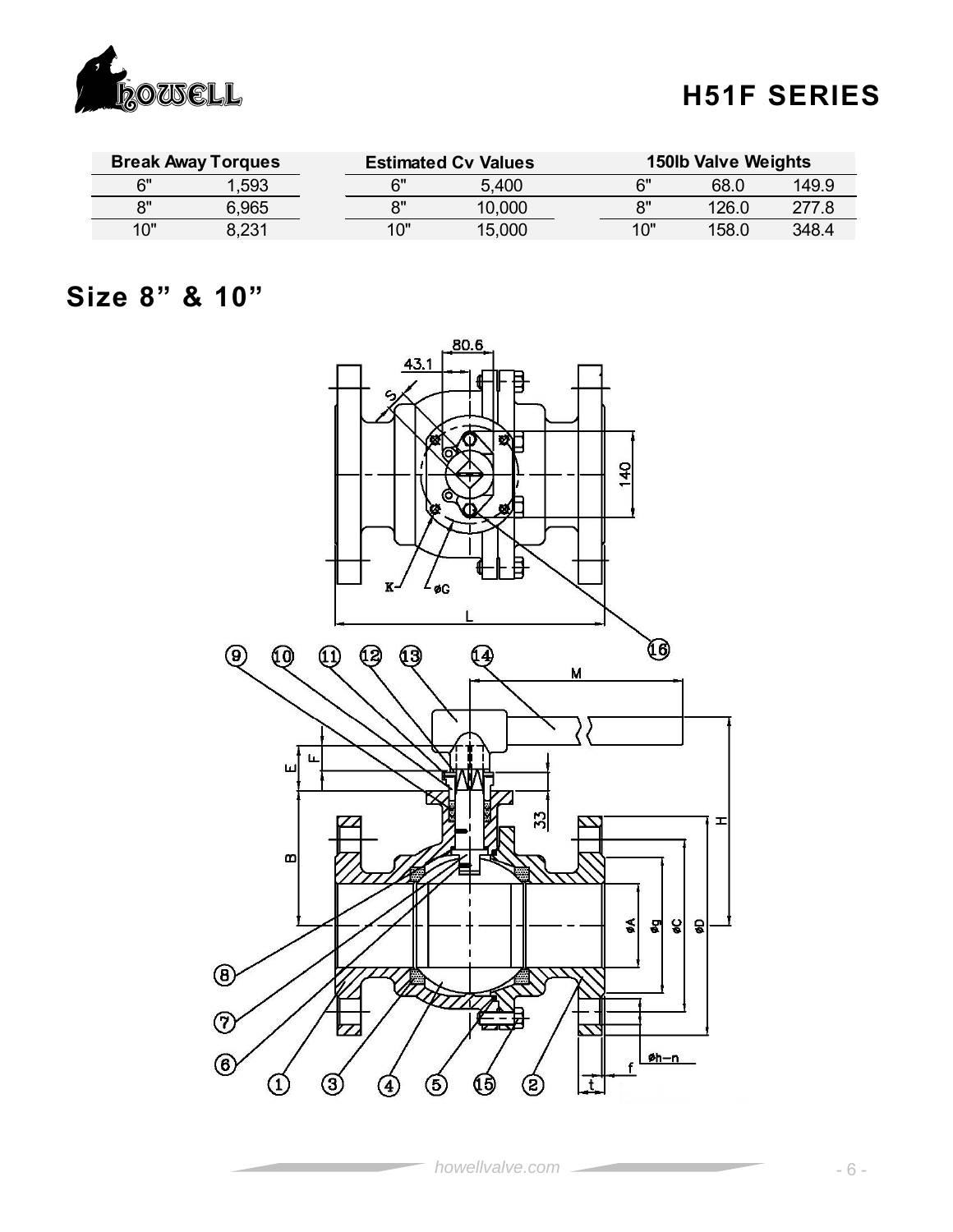# H51F SERIES

| Break Away Torques | |
|---|---|
| 6" | 1,593 |
| 8" | 6,965 |
| 10" | 8,231 |

| Estimated Cv Values | |
|---|---|
| 6" | 5,400 |
| 8" | 10,000 |
| 10" | 15,000 |

| 150lb Valve Weights | | |
|---|---|---|
| 6" | 68.0 | 149.9 |
| 8" | 126.0 | 277.8 |
| 10" | 158.0 | 348.4 |

## Size 8" & 10"

80.6
43.1
S
140
K
øG
L
16

9 10 11 12 13 14
M
E
F
33
H
B
øA øg øC øD
8
7
6
1 3 4 5 15 2
øh–n
f
t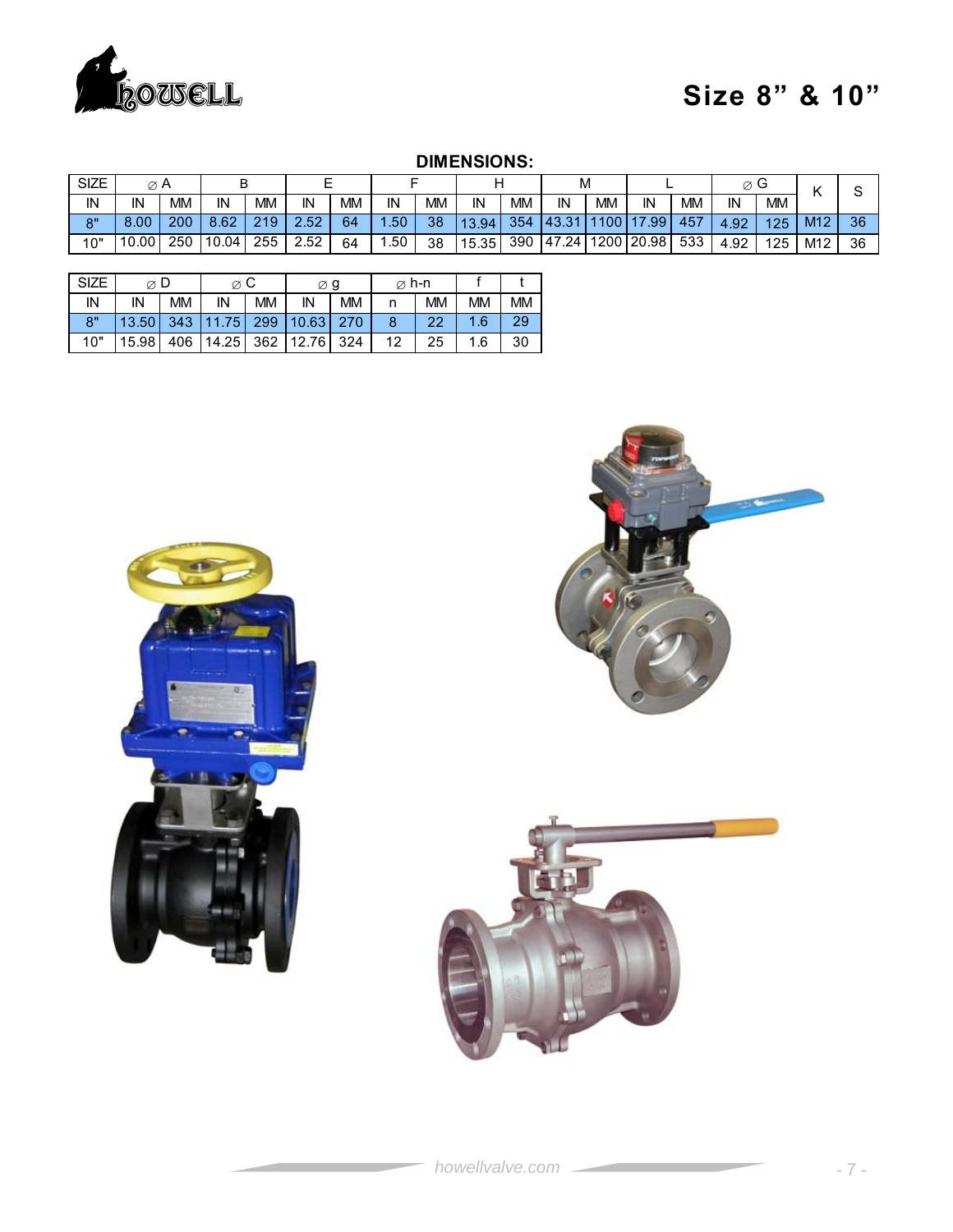# Size 8" & 10"

**DIMENSIONS:**

| SIZE | ⌀ A | | B | | E | | F | | H | | M | | L | | ⌀ G | | K | S |
|---|---|---|---|---|---|---|---|---|---|---|---|---|---|---|---|---|---|---|
| IN | IN | MM | IN | MM | IN | MM | IN | MM | IN | MM | IN | MM | IN | MM | IN | MM | | |
| 8" | 8.00 | 200 | 8.62 | 219 | 2.52 | 64 | 1.50 | 38 | 13.94 | 354 | 43.31 | 1100 | 17.99 | 457 | 4.92 | 125 | M12 | 36 |
| 10" | 10.00 | 250 | 10.04 | 255 | 2.52 | 64 | 1.50 | 38 | 15.35 | 390 | 47.24 | 1200 | 20.98 | 533 | 4.92 | 125 | M12 | 36 |

| SIZE | ⌀ D | | ⌀ C | | ⌀ g | | ⌀ h-n | | f | t |
|---|---|---|---|---|---|---|---|---|---|---|
| IN | IN | MM | IN | MM | IN | MM | n | MM | MM | MM |
| 8" | 13.50 | 343 | 11.75 | 299 | 10.63 | 270 | 8 | 22 | 1.6 | 29 |
| 10" | 15.98 | 406 | 14.25 | 362 | 12.76 | 324 | 12 | 25 | 1.6 | 30 |

howellvalve.com